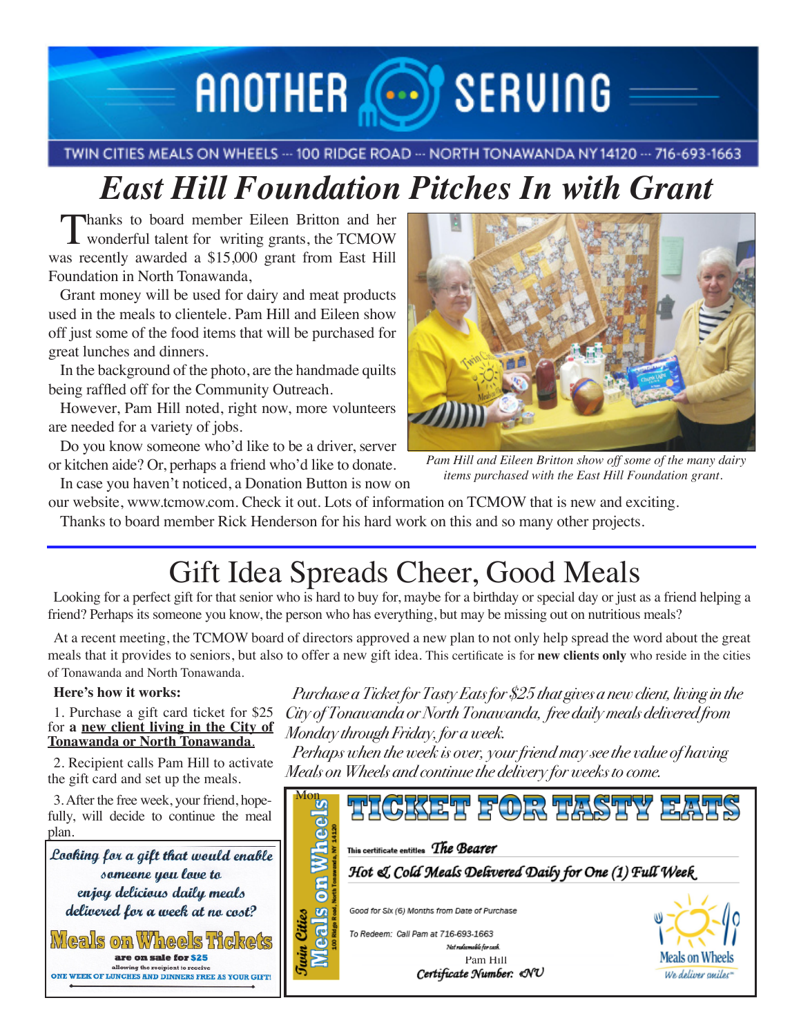# ANOTHER SERVING

TWIN CITIES MEALS ON WHEELS --- 100 RIDGE ROAD --- NORTH TONAWANDA NY 14120 --- 716-693-1663

## *East Hill Foundation Pitches In with Grant*

Thanks to board member Eileen Britton and her wonderful talent for writing grants, the TCMOW was recently awarded a $15,000 grant from East Hill Foundation in North Tonawanda,

Grant money will be used for dairy and meat products used in the meals to clientele. Pam Hill and Eileen show off just some of the food items that will be purchased for great lunches and dinners.

In the background of the photo, are the handmade quilts being raffled off for the Community Outreach.

However, Pam Hill noted, right now, more volunteers are needed for a variety of jobs.

Do you know someone who'd like to be a driver, server or kitchen aide? Or, perhaps a friend who'd like to donate.

*Pam Hill and Eileen Britton show off some of the many dairy items purchased with the East Hill Foundation grant.*

In case you haven't noticed, a Donation Button is now on our website, www.tcmow.com. Check it out. Lots of information on TCMOW that is new and exciting.

Thanks to board member Rick Henderson for his hard work on this and so many other projects.

---

## Gift Idea Spreads Cheer, Good Meals

Looking for a perfect gift for that senior who is hard to buy for, maybe for a birthday or special day or just as a friend helping a friend? Perhaps its someone you know, the person who has everything, but may be missing out on nutritious meals?

At a recent meeting, the TCMOW board of directors approved a new plan to not only help spread the word about the great meals that it provides to seniors, but also to offer a new gift idea. This certificate is for **new clients only** who reside in the cities of Tonawanda and North Tonawanda.

**Here's how it works:**

1. Purchase a gift card ticket for $25 for **a new client living in the City of Tonawanda or North Tonawanda**.
2. Recipient calls Pam Hill to activate the gift card and set up the meals.
3. After the free week, your friend, hopefully, will decide to continue the meal plan.

*Purchase a Ticket for Tasty Eats for $25 that gives a new client, living in the City of Tonawanda or North Tonawanda, free daily meals delivered from Monday through Friday, for a week.*

*Perhaps when the week is over, your friend may see the value of having Meals on Wheels and continue the delivery for weeks to come.*

*Looking for a gift that would enable someone you love to enjoy delicious daily meals delivered for a week at no cost?*

**Meals on Wheels Tickets**

**are on sale for $25**

allowing the recipient to receive

**ONE WEEK OF LUNCHES AND DINNERS FREE AS YOUR GIFT!**

Mon

Twin Cities Meals on Wheels

100 Ridge Road, North Tonawanda, NY 14120

**TICKET FOR TASTY EATS**

This certificate entitles *The Bearer*

*Hot & Cold Meals Delivered Daily for One (1) Full Week*

Good for Six (6) Months from Date of Purchase

To Redeem: Call Pam at 716-693-1663

*Not redeemable for cash.*

Pam Hill

*Certificate Number:* NU

Meals on Wheels

*We deliver smiles*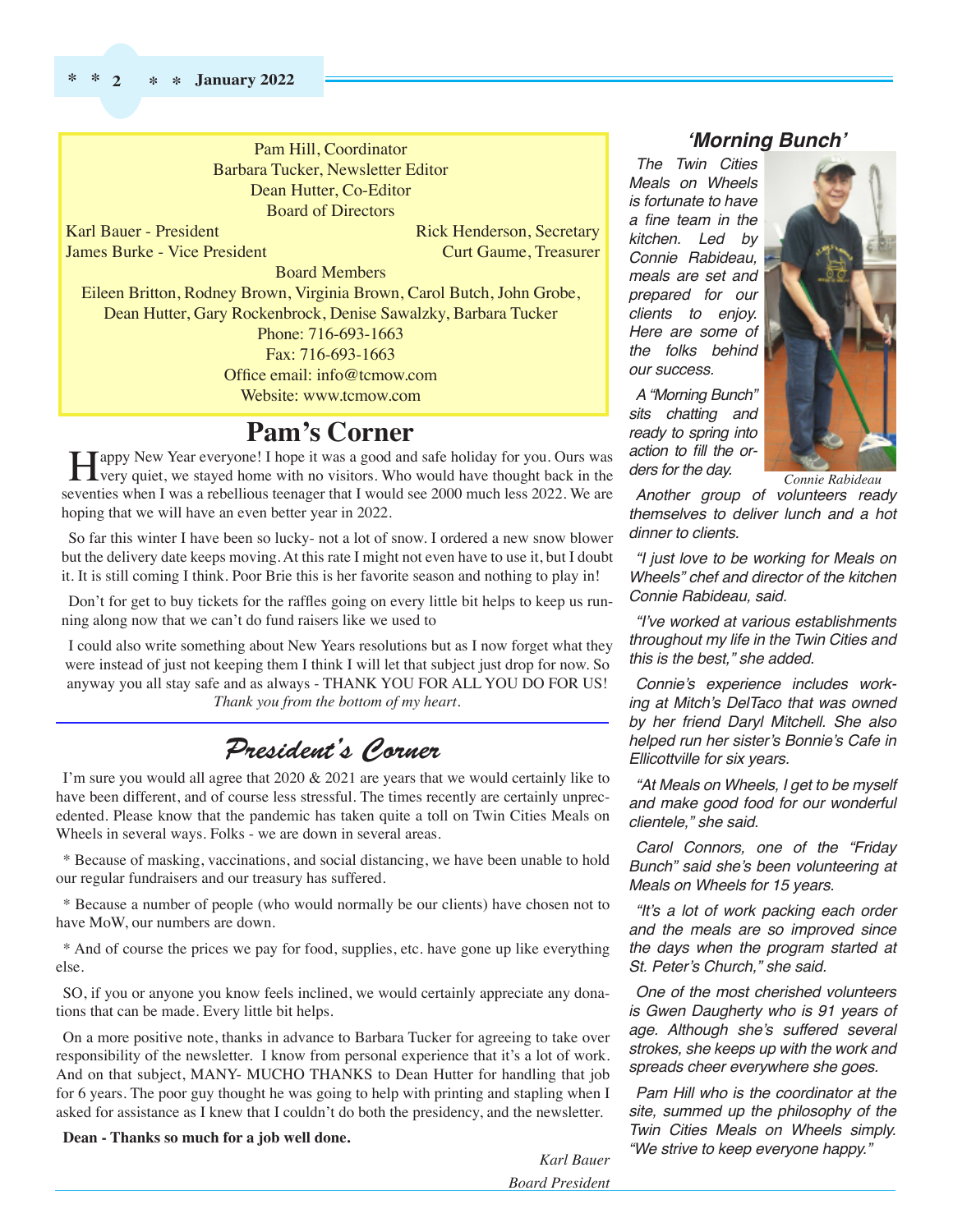Pam Hill, Coordinator
Barbara Tucker, Newsletter Editor
Dean Hutter, Co-Editor
Board of Directors

Karl Bauer - President
James Burke - Vice President
Rick Henderson, Secretary
Curt Gaume, Treasurer

Board Members
Eileen Britton, Rodney Brown, Virginia Brown, Carol Butch, John Grobe, Dean Hutter, Gary Rockenbrock, Denise Sawalzky, Barbara Tucker

Phone: 716-693-1663
Fax: 716-693-1663
Office email: info@tcmow.com
Website: www.tcmow.com

## Pam's Corner

Happy New Year everyone! I hope it was a good and safe holiday for you. Ours was very quiet, we stayed home with no visitors. Who would have thought back in the seventies when I was a rebellious teenager that I would see 2000 much less 2022. We are hoping that we will have an even better year in 2022.

So far this winter I have been so lucky- not a lot of snow. I ordered a new snow blower but the delivery date keeps moving. At this rate I might not even have to use it, but I doubt it. It is still coming I think. Poor Brie this is her favorite season and nothing to play in!

Don't for get to buy tickets for the raffles going on every little bit helps to keep us running along now that we can't do fund raisers like we used to

I could also write something about New Years resolutions but as I now forget what they were instead of just not keeping them I think I will let that subject just drop for now. So anyway you all stay safe and as always - THANK YOU FOR ALL YOU DO FOR US!

*Thank you from the bottom of my heart.*

## President's Corner

I'm sure you would all agree that 2020 & 2021 are years that we would certainly like to have been different, and of course less stressful. The times recently are certainly unprecedented. Please know that the pandemic has taken quite a toll on Twin Cities Meals on Wheels in several ways. Folks - we are down in several areas.

* Because of masking, vaccinations, and social distancing, we have been unable to hold our regular fundraisers and our treasury has suffered.

* Because a number of people (who would normally be our clients) have chosen not to have MoW, our numbers are down.

* And of course the prices we pay for food, supplies, etc. have gone up like everything else.

SO, if you or anyone you know feels inclined, we would certainly appreciate any donations that can be made. Every little bit helps.

On a more positive note, thanks in advance to Barbara Tucker for agreeing to take over responsibility of the newsletter. I know from personal experience that it's a lot of work. And on that subject, MANY- MUCHO THANKS to Dean Hutter for handling that job for 6 years. The poor guy thought he was going to help with printing and stapling when I asked for assistance as I knew that I couldn't do both the presidency, and the newsletter.

**Dean - Thanks so much for a job well done.**

*Karl Bauer*
*Board President*

## 'Morning Bunch'

*The Twin Cities Meals on Wheels is fortunate to have a fine team in the kitchen. Led by Connie Rabideau, meals are set and prepared for our clients to enjoy. Here are some of the folks behind our success.*

*A "Morning Bunch" sits chatting and ready to spring into action to fill the orders for the day.*

Connie Rabideau

*Another group of volunteers ready themselves to deliver lunch and a hot dinner to clients.*

*"I just love to be working for Meals on Wheels" chef and director of the kitchen Connie Rabideau, said.*

*"I've worked at various establishments throughout my life in the Twin Cities and this is the best," she added.*

*Connie's experience includes working at Mitch's DelTaco that was owned by her friend Daryl Mitchell. She also helped run her sister's Bonnie's Cafe in Ellicottville for six years.*

*"At Meals on Wheels, I get to be myself and make good food for our wonderful clientele," she said.*

*Carol Connors, one of the "Friday Bunch" said she's been volunteering at Meals on Wheels for 15 years.*

*"It's a lot of work packing each order and the meals are so improved since the days when the program started at St. Peter's Church," she said.*

*One of the most cherished volunteers is Gwen Daugherty who is 91 years of age. Although she's suffered several strokes, she keeps up with the work and spreads cheer everywhere she goes.*

*Pam Hill who is the coordinator at the site, summed up the philosophy of the Twin Cities Meals on Wheels simply. "We strive to keep everyone happy."*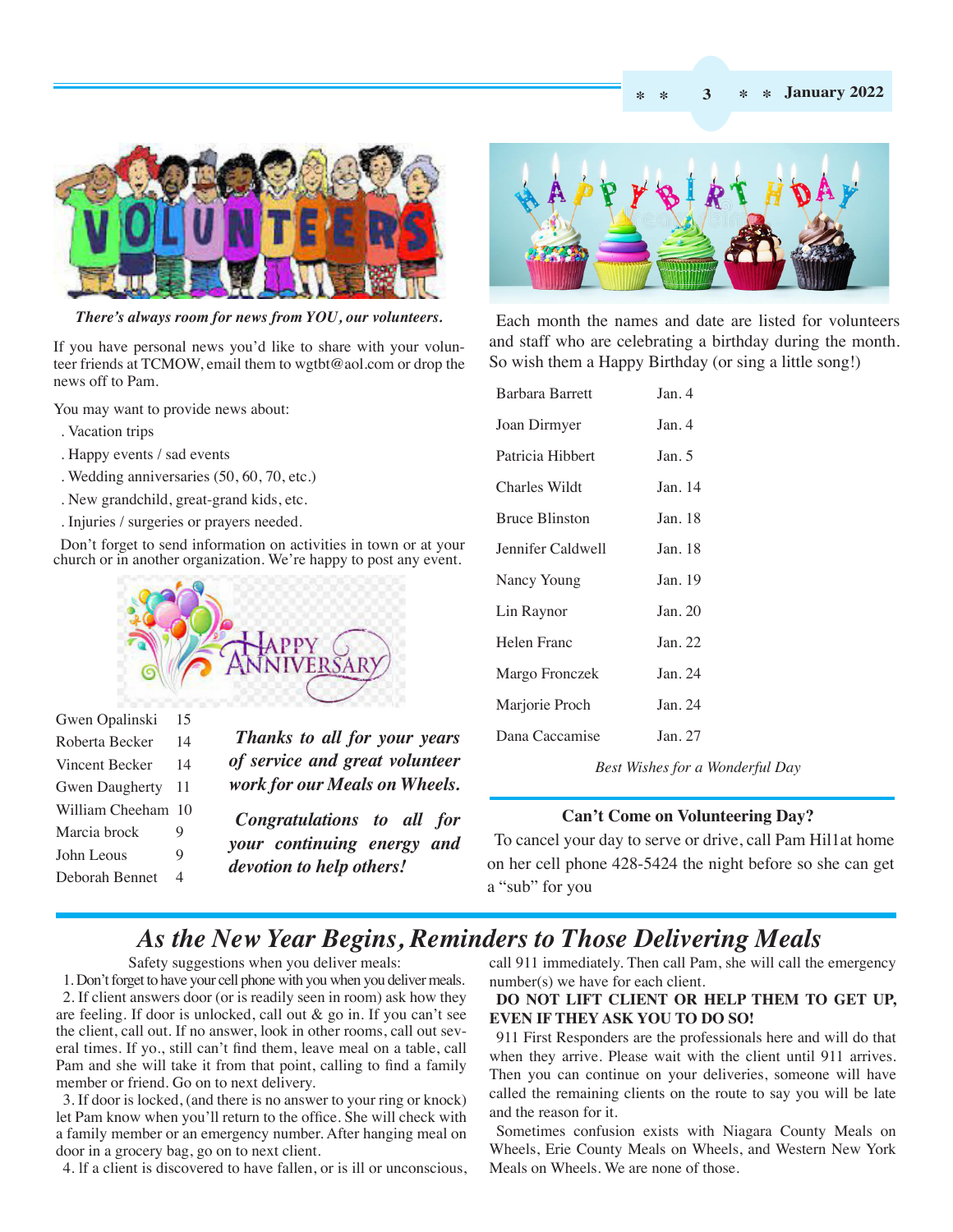*There's always room for news from YOU, our volunteers.*

If you have personal news you'd like to share with your volunteer friends at TCMOW, email them to wgtbt@aol.com or drop the news off to Pam.

You may want to provide news about:

. Vacation trips

. Happy events / sad events

. Wedding anniversaries (50, 60, 70, etc.)

. New grandchild, great-grand kids, etc.

. Injuries / surgeries or prayers needed.

Don't forget to send information on activities in town or at your church or in another organization. We're happy to post any event.

| | |
|---|---|
| Gwen Opalinski | 15 |
| Roberta Becker | 14 |
| Vincent Becker | 14 |
| Gwen Daugherty | 11 |
| William Cheeham | 10 |
| Marcia brock | 9 |
| John Leous | 9 |
| Deborah Bennet | 4 |

***Thanks to all for your years of service and great volunteer work for our Meals on Wheels.***

***Congratulations to all for your continuing energy and devotion to help others!***

Each month the names and date are listed for volunteers and staff who are celebrating a birthday during the month. So wish them a Happy Birthday (or sing a little song!)

| | |
|---|---|
| Barbara Barrett | Jan. 4 |
| Joan Dirmyer | Jan. 4 |
| Patricia Hibbert | Jan. 5 |
| Charles Wildt | Jan. 14 |
| Bruce Blinston | Jan. 18 |
| Jennifer Caldwell | Jan. 18 |
| Nancy Young | Jan. 19 |
| Lin Raynor | Jan. 20 |
| Helen Franc | Jan. 22 |
| Margo Fronczek | Jan. 24 |
| Marjorie Proch | Jan. 24 |
| Dana Caccamise | Jan. 27 |

*Best Wishes for a Wonderful Day*

**Can't Come on Volunteering Day?**

To cancel your day to serve or drive, call Pam Hil1at home on her cell phone 428-5424 the night before so she can get a "sub" for you

## *As the New Year Begins, Reminders to Those Delivering Meals*

Safety suggestions when you deliver meals:

1. Don't forget to have your cell phone with you when you deliver meals.

2. If client answers door (or is readily seen in room) ask how they are feeling. If door is unlocked, call out & go in. If you can't see the client, call out. If no answer, look in other rooms, call out several times. If yo., still can't find them, leave meal on a table, call Pam and she will take it from that point, calling to find a family member or friend. Go on to next delivery.

3. If door is locked, (and there is no answer to your ring or knock) let Pam know when you'll return to the office. She will check with a family member or an emergency number. After hanging meal on door in a grocery bag, go on to next client.

4. If a client is discovered to have fallen, or is ill or unconscious, call 911 immediately. Then call Pam, she will call the emergency number(s) we have for each client.

**DO NOT LIFT CLIENT OR HELP THEM TO GET UP, EVEN IF THEY ASK YOU TO DO SO!**

911 First Responders are the professionals here and will do that when they arrive. Please wait with the client until 911 arrives. Then you can continue on your deliveries, someone will have called the remaining clients on the route to say you will be late and the reason for it.

Sometimes confusion exists with Niagara County Meals on Wheels, Erie County Meals on Wheels, and Western New York Meals on Wheels. We are none of those.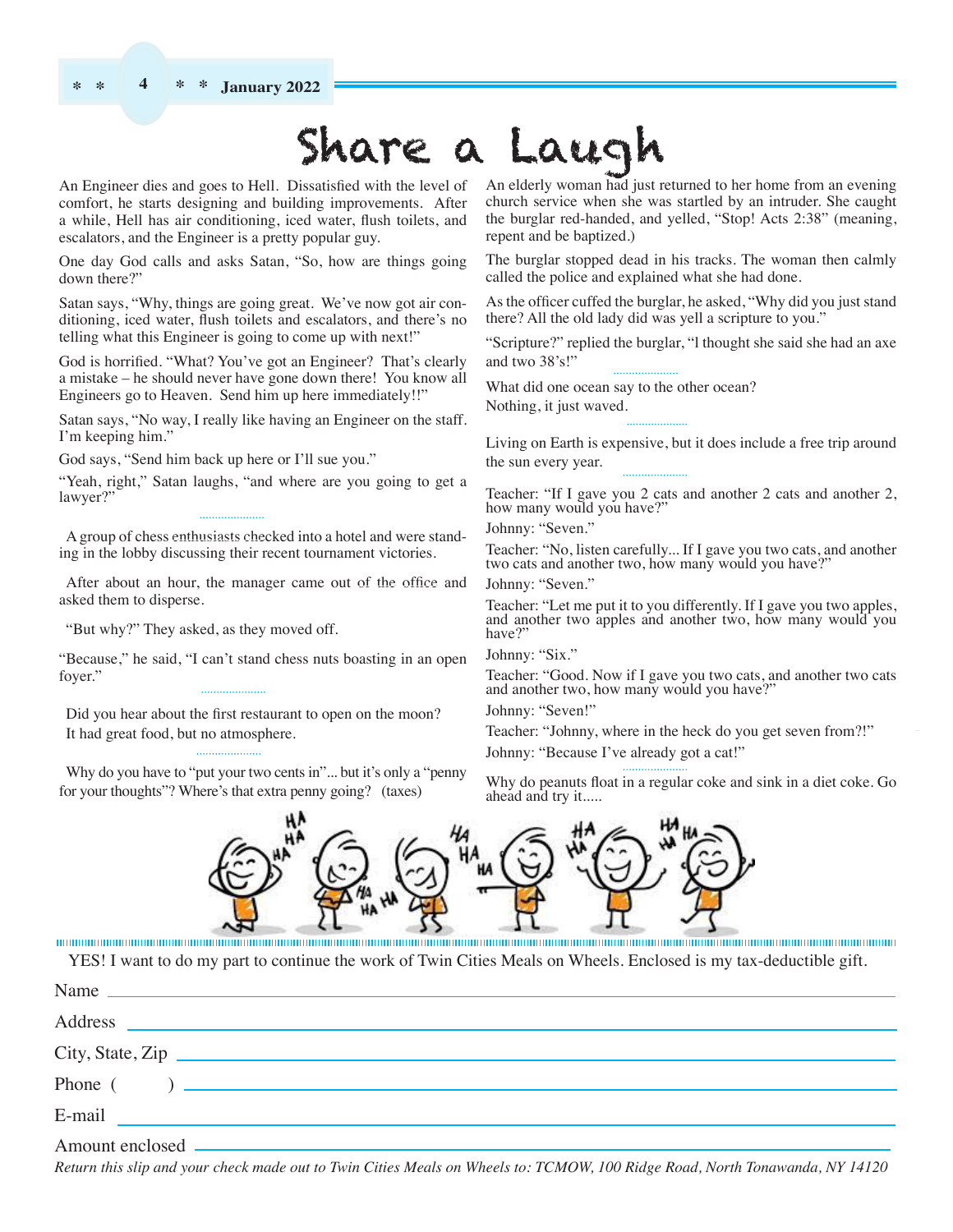# Share a Laugh

An Engineer dies and goes to Hell. Dissatisfied with the level of comfort, he starts designing and building improvements. After a while, Hell has air conditioning, iced water, flush toilets, and escalators, and the Engineer is a pretty popular guy.

One day God calls and asks Satan, "So, how are things going down there?"

Satan says, "Why, things are going great. We've now got air conditioning, iced water, flush toilets and escalators, and there's no telling what this Engineer is going to come up with next!"

God is horrified. "What? You've got an Engineer? That's clearly a mistake – he should never have gone down there! You know all Engineers go to Heaven. Send him up here immediately!!"

Satan says, "No way, I really like having an Engineer on the staff. I'm keeping him."

God says, "Send him back up here or I'll sue you."

"Yeah, right," Satan laughs, "and where are you going to get a lawyer?"

A group of chess enthusiasts checked into a hotel and were standing in the lobby discussing their recent tournament victories.

After about an hour, the manager came out of the office and asked them to disperse.

"But why?" They asked, as they moved off.

"Because," he said, "I can't stand chess nuts boasting in an open foyer."

Did you hear about the first restaurant to open on the moon? It had great food, but no atmosphere.

Why do you have to "put your two cents in"... but it's only a "penny for your thoughts"? Where's that extra penny going? (taxes)

An elderly woman had just returned to her home from an evening church service when she was startled by an intruder. She caught the burglar red-handed, and yelled, "Stop! Acts 2:38" (meaning, repent and be baptized.)

The burglar stopped dead in his tracks. The woman then calmly called the police and explained what she had done.

As the officer cuffed the burglar, he asked, "Why did you just stand there? All the old lady did was yell a scripture to you."

"Scripture?" replied the burglar, "I thought she said she had an axe and two 38's!"

What did one ocean say to the other ocean?
Nothing, it just waved.

Living on Earth is expensive, but it does include a free trip around the sun every year.

Teacher: "If I gave you 2 cats and another 2 cats and another 2, how many would you have?"

Johnny: "Seven."

Teacher: "No, listen carefully... If I gave you two cats, and another two cats and another two, how many would you have?"

Johnny: "Seven."

Teacher: "Let me put it to you differently. If I gave you two apples, and another two apples and another two, how many would you have?"

Johnny: "Six."

Teacher: "Good. Now if I gave you two cats, and another two cats and another two, how many would you have?"

Johnny: "Seven!"

Teacher: "Johnny, where in the heck do you get seven from?!"

Johnny: "Because I've already got a cat!"

Why do peanuts float in a regular coke and sink in a diet coke. Go ahead and try it.....

YES! I want to do my part to continue the work of Twin Cities Meals on Wheels. Enclosed is my tax-deductible gift.

Name \_\_\_\_\_\_\_\_\_\_\_\_\_\_\_\_\_\_\_\_

Address \_\_\_\_\_\_\_\_\_\_\_\_\_\_\_\_\_\_\_\_

City, State, Zip \_\_\_\_\_\_\_\_\_\_\_\_\_\_\_\_\_\_\_\_

Phone (    ) \_\_\_\_\_\_\_\_\_\_\_\_\_\_\_\_\_\_\_\_

E-mail \_\_\_\_\_\_\_\_\_\_\_\_\_\_\_\_\_\_\_\_

Amount enclosed \_\_\_\_\_\_\_\_\_\_\_\_\_\_\_\_\_\_\_\_

*Return this slip and your check made out to Twin Cities Meals on Wheels to: TCMOW, 100 Ridge Road, North Tonawanda, NY 14120*